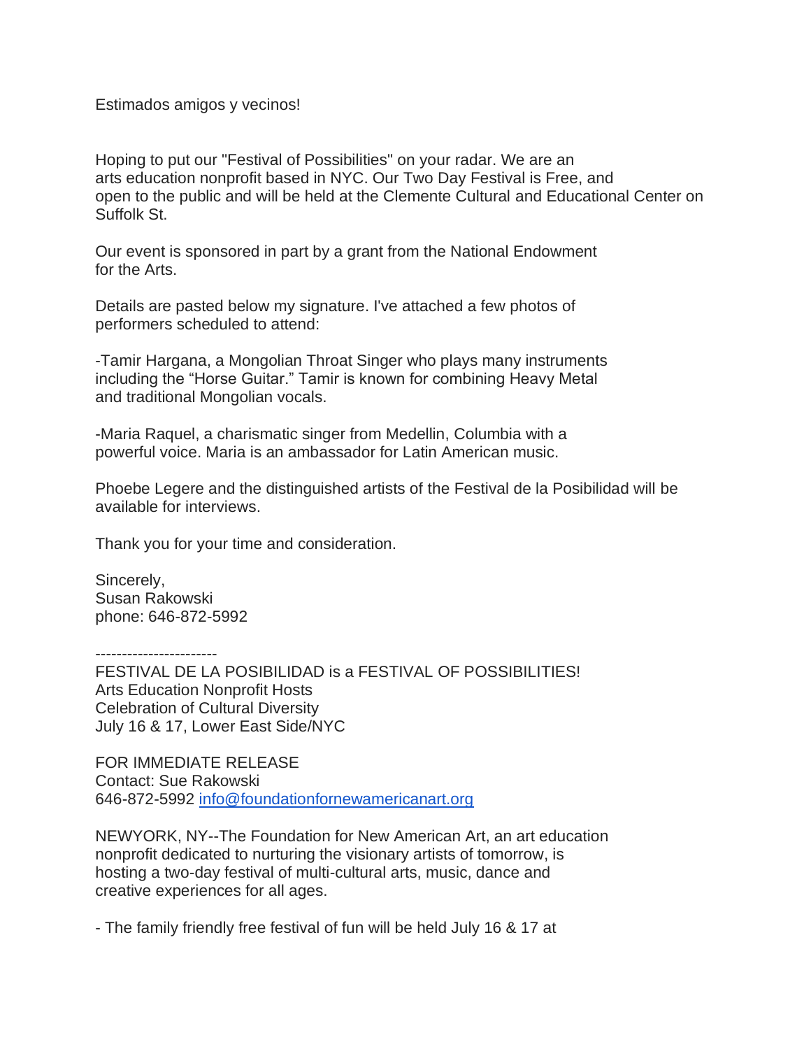Estimados amigos y vecinos!

Hoping to put our "Festival of Possibilities" on your radar. We are an arts education nonprofit based in NYC. Our Two Day Festival is Free, and open to the public and will be held at the Clemente Cultural and Educational Center on Suffolk St.

Our event is sponsored in part by a grant from the National Endowment for the Arts.

Details are pasted below my signature. I've attached a few photos of performers scheduled to attend:

-Tamir Hargana, a Mongolian Throat Singer who plays many instruments including the "Horse Guitar." Tamir is known for combining Heavy Metal and traditional Mongolian vocals.

-Maria Raquel, a charismatic singer from Medellin, Columbia with a powerful voice. Maria is an ambassador for Latin American music.

Phoebe Legere and the distinguished artists of the Festival de la Posibilidad will be available for interviews.

Thank you for your time and consideration.

Sincerely,
Susan Rakowski
phone: 646-872-5992

-----------------------

FESTIVAL DE LA POSIBILIDAD is a FESTIVAL OF POSSIBILITIES!
Arts Education Nonprofit Hosts
Celebration of Cultural Diversity
July 16 & 17, Lower East Side/NYC

FOR IMMEDIATE RELEASE
Contact: Sue Rakowski
646-872-5992 [info@foundationfornewamericanart.org](mailto:info@foundationfornewamericanart.org)

NEWYORK, NY--The Foundation for New American Art, an art education nonprofit dedicated to nurturing the visionary artists of tomorrow, is hosting a two-day festival of multi-cultural arts, music, dance and creative experiences for all ages.

- The family friendly free festival of fun will be held July 16 & 17 at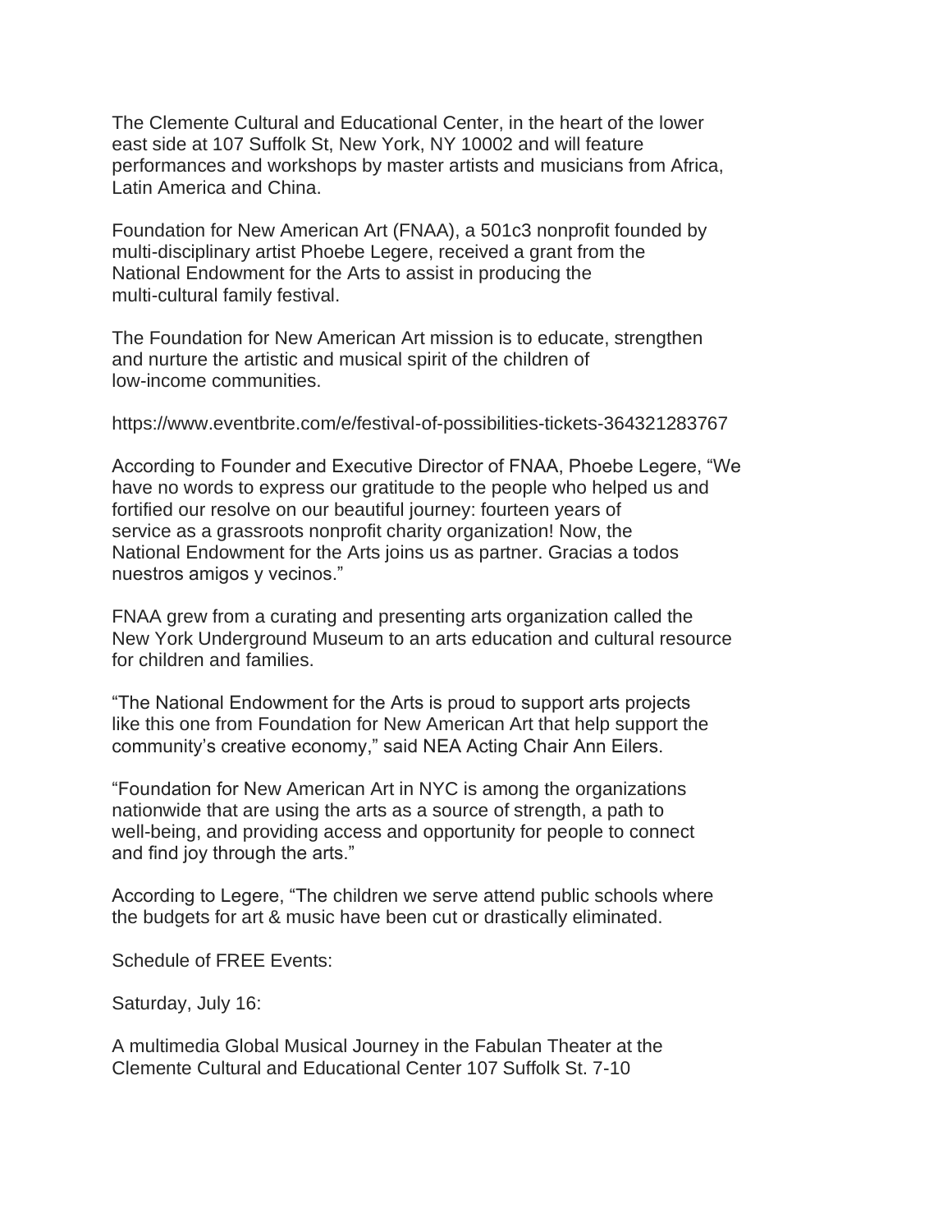The Clemente Cultural and Educational Center, in the heart of the lower east side at 107 Suffolk St, New York, NY 10002 and will feature performances and workshops by master artists and musicians from Africa, Latin America and China.

Foundation for New American Art (FNAA), a 501c3 nonprofit founded by multi-disciplinary artist Phoebe Legere, received a grant from the National Endowment for the Arts to assist in producing the multi-cultural family festival.

The Foundation for New American Art mission is to educate, strengthen and nurture the artistic and musical spirit of the children of low-income communities.

https://www.eventbrite.com/e/festival-of-possibilities-tickets-364321283767

According to Founder and Executive Director of FNAA, Phoebe Legere, "We have no words to express our gratitude to the people who helped us and fortified our resolve on our beautiful journey: fourteen years of service as a grassroots nonprofit charity organization! Now, the National Endowment for the Arts joins us as partner. Gracias a todos nuestros amigos y vecinos."

FNAA grew from a curating and presenting arts organization called the New York Underground Museum to an arts education and cultural resource for children and families.

"The National Endowment for the Arts is proud to support arts projects like this one from Foundation for New American Art that help support the community's creative economy," said NEA Acting Chair Ann Eilers.

"Foundation for New American Art in NYC is among the organizations nationwide that are using the arts as a source of strength, a path to well-being, and providing access and opportunity for people to connect and find joy through the arts."

According to Legere, "The children we serve attend public schools where the budgets for art & music have been cut or drastically eliminated.

Schedule of FREE Events:

Saturday, July 16:

A multimedia Global Musical Journey in the Fabulan Theater at the Clemente Cultural and Educational Center 107 Suffolk St. 7-10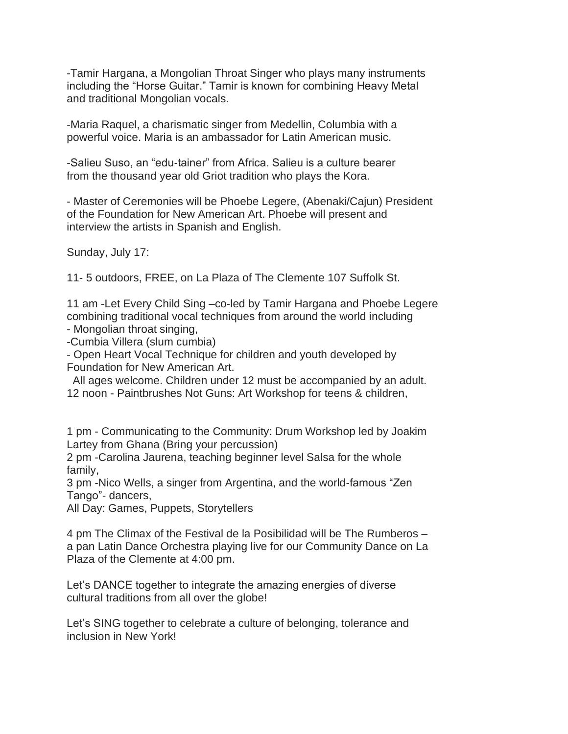-Tamir Hargana, a Mongolian Throat Singer who plays many instruments including the "Horse Guitar." Tamir is known for combining Heavy Metal and traditional Mongolian vocals.

-Maria Raquel, a charismatic singer from Medellin, Columbia with a powerful voice. Maria is an ambassador for Latin American music.

-Salieu Suso, an "edu-tainer" from Africa. Salieu is a culture bearer from the thousand year old Griot tradition who plays the Kora.

- Master of Ceremonies will be Phoebe Legere, (Abenaki/Cajun) President of the Foundation for New American Art. Phoebe will present and interview the artists in Spanish and English.

Sunday, July 17:

11- 5 outdoors, FREE, on La Plaza of The Clemente 107 Suffolk St.

11 am -Let Every Child Sing –co-led by Tamir Hargana and Phoebe Legere combining traditional vocal techniques from around the world including
- Mongolian throat singing,
-Cumbia Villera (slum cumbia)
- Open Heart Vocal Technique for children and youth developed by Foundation for New American Art.
  All ages welcome. Children under 12 must be accompanied by an adult.
12 noon - Paintbrushes Not Guns: Art Workshop for teens & children,

1 pm - Communicating to the Community: Drum Workshop led by Joakim Lartey from Ghana (Bring your percussion)
2 pm -Carolina Jaurena, teaching beginner level Salsa for the whole family,
3 pm -Nico Wells, a singer from Argentina, and the world-famous "Zen Tango"- dancers,
All Day: Games, Puppets, Storytellers

4 pm The Climax of the Festival de la Posibilidad will be The Rumberos – a pan Latin Dance Orchestra playing live for our Community Dance on La Plaza of the Clemente at 4:00 pm.

Let's DANCE together to integrate the amazing energies of diverse cultural traditions from all over the globe!

Let's SING together to celebrate a culture of belonging, tolerance and inclusion in New York!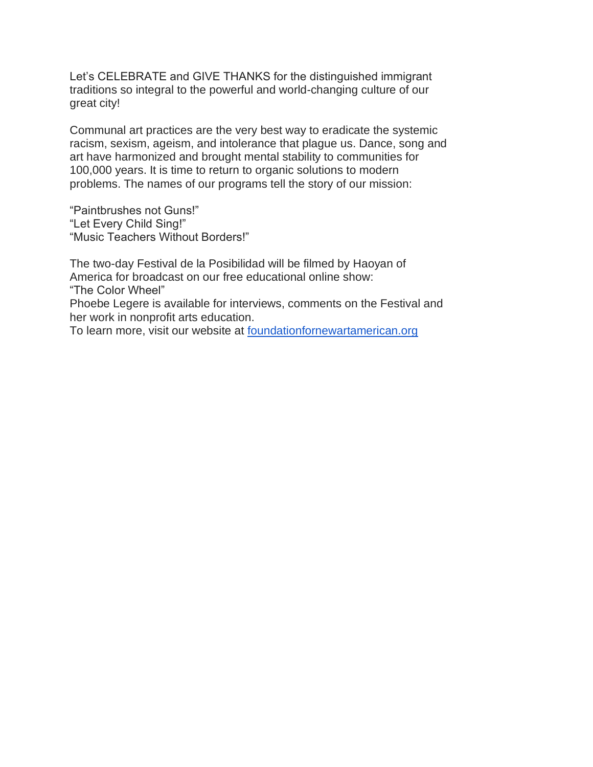Let’s CELEBRATE and GIVE THANKS for the distinguished immigrant traditions so integral to the powerful and world-changing culture of our great city!

Communal art practices are the very best way to eradicate the systemic racism, sexism, ageism, and intolerance that plague us. Dance, song and art have harmonized and brought mental stability to communities for 100,000 years. It is time to return to organic solutions to modern problems. The names of our programs tell the story of our mission:

“Paintbrushes not Guns!”
“Let Every Child Sing!”
“Music Teachers Without Borders!”

The two-day Festival de la Posibilidad will be filmed by Haoyan of America for broadcast on our free educational online show:
“The Color Wheel”
Phoebe Legere is available for interviews, comments on the Festival and her work in nonprofit arts education.
To learn more, visit our website at [foundationfornewartamerican.org](foundationfornewartamerican.org)